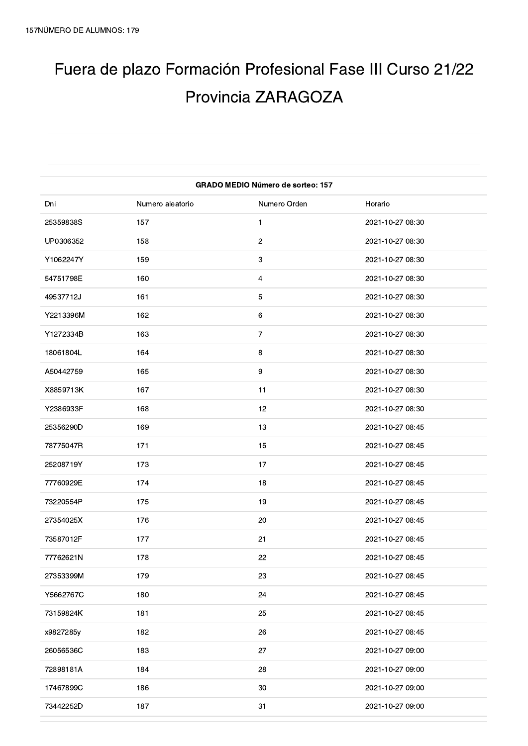157NÚMERO DE ALUMNOS: 179

# Fuera de plazo Formación Profesional Fase III Curso 21/22 Provincia ZARAGOZA

| GRADO MEDIO Número de sorteo: 157 | | | |
|---|---|---|---|
| Dni | Numero aleatorio | Numero Orden | Horario |
| 25359838S | 157 | 1 | 2021-10-27 08:30 |
| UP0306352 | 158 | 2 | 2021-10-27 08:30 |
| Y1062247Y | 159 | 3 | 2021-10-27 08:30 |
| 54751798E | 160 | 4 | 2021-10-27 08:30 |
| 49537712J | 161 | 5 | 2021-10-27 08:30 |
| Y2213396M | 162 | 6 | 2021-10-27 08:30 |
| Y1272334B | 163 | 7 | 2021-10-27 08:30 |
| 18061804L | 164 | 8 | 2021-10-27 08:30 |
| A50442759 | 165 | 9 | 2021-10-27 08:30 |
| X8859713K | 167 | 11 | 2021-10-27 08:30 |
| Y2386933F | 168 | 12 | 2021-10-27 08:30 |
| 25356290D | 169 | 13 | 2021-10-27 08:45 |
| 78775047R | 171 | 15 | 2021-10-27 08:45 |
| 25208719Y | 173 | 17 | 2021-10-27 08:45 |
| 77760929E | 174 | 18 | 2021-10-27 08:45 |
| 73220554P | 175 | 19 | 2021-10-27 08:45 |
| 27354025X | 176 | 20 | 2021-10-27 08:45 |
| 73587012F | 177 | 21 | 2021-10-27 08:45 |
| 77762621N | 178 | 22 | 2021-10-27 08:45 |
| 27353399M | 179 | 23 | 2021-10-27 08:45 |
| Y5662767C | 180 | 24 | 2021-10-27 08:45 |
| 73159824K | 181 | 25 | 2021-10-27 08:45 |
| x9827285y | 182 | 26 | 2021-10-27 08:45 |
| 26056536C | 183 | 27 | 2021-10-27 09:00 |
| 72898181A | 184 | 28 | 2021-10-27 09:00 |
| 17467899C | 186 | 30 | 2021-10-27 09:00 |
| 73442252D | 187 | 31 | 2021-10-27 09:00 |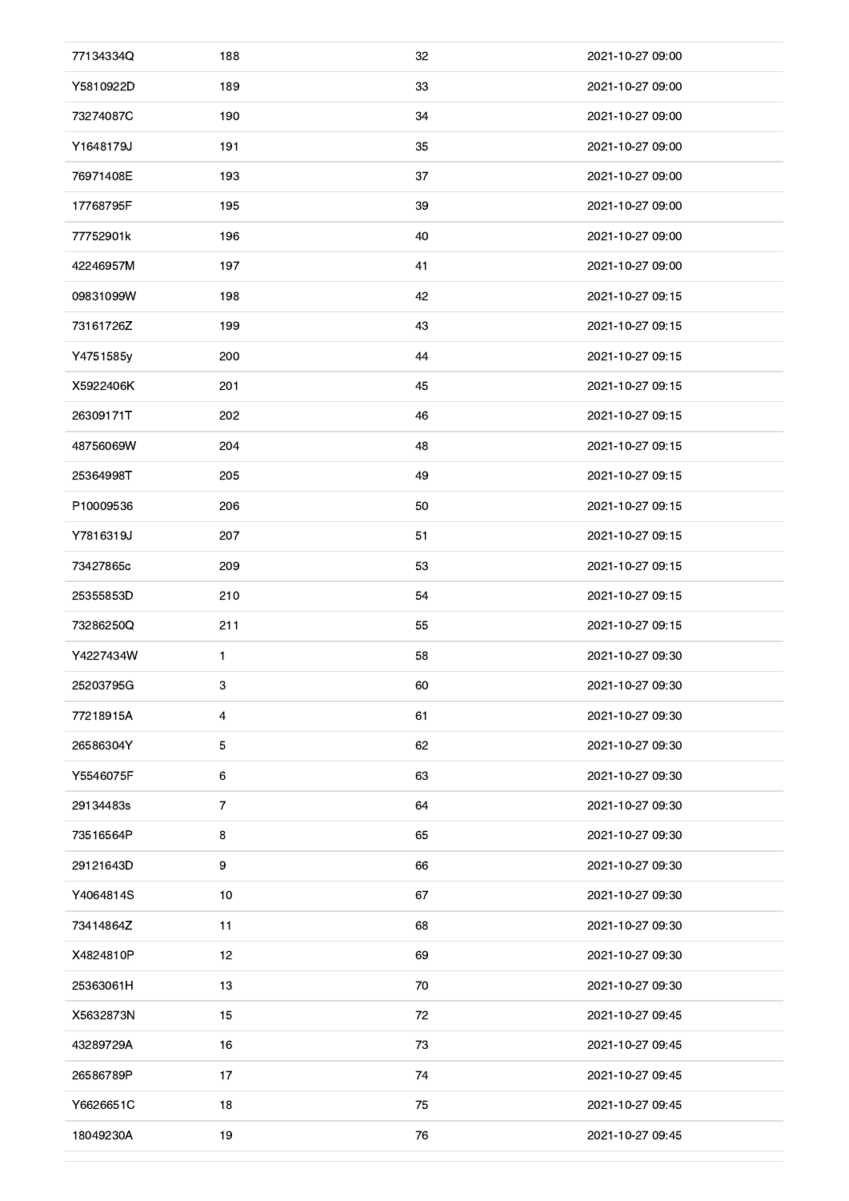| | | | |
|---|---|---|---|
| 77134334Q | 188 | 32 | 2021-10-27 09:00 |
| Y5810922D | 189 | 33 | 2021-10-27 09:00 |
| 73274087C | 190 | 34 | 2021-10-27 09:00 |
| Y1648179J | 191 | 35 | 2021-10-27 09:00 |
| 76971408E | 193 | 37 | 2021-10-27 09:00 |
| 17768795F | 195 | 39 | 2021-10-27 09:00 |
| 77752901k | 196 | 40 | 2021-10-27 09:00 |
| 42246957M | 197 | 41 | 2021-10-27 09:00 |
| 09831099W | 198 | 42 | 2021-10-27 09:15 |
| 73161726Z | 199 | 43 | 2021-10-27 09:15 |
| Y4751585y | 200 | 44 | 2021-10-27 09:15 |
| X5922406K | 201 | 45 | 2021-10-27 09:15 |
| 26309171T | 202 | 46 | 2021-10-27 09:15 |
| 48756069W | 204 | 48 | 2021-10-27 09:15 |
| 25364998T | 205 | 49 | 2021-10-27 09:15 |
| P10009536 | 206 | 50 | 2021-10-27 09:15 |
| Y7816319J | 207 | 51 | 2021-10-27 09:15 |
| 73427865c | 209 | 53 | 2021-10-27 09:15 |
| 25355853D | 210 | 54 | 2021-10-27 09:15 |
| 73286250Q | 211 | 55 | 2021-10-27 09:15 |
| Y4227434W | 1 | 58 | 2021-10-27 09:30 |
| 25203795G | 3 | 60 | 2021-10-27 09:30 |
| 77218915A | 4 | 61 | 2021-10-27 09:30 |
| 26586304Y | 5 | 62 | 2021-10-27 09:30 |
| Y5546075F | 6 | 63 | 2021-10-27 09:30 |
| 29134483s | 7 | 64 | 2021-10-27 09:30 |
| 73516564P | 8 | 65 | 2021-10-27 09:30 |
| 29121643D | 9 | 66 | 2021-10-27 09:30 |
| Y4064814S | 10 | 67 | 2021-10-27 09:30 |
| 73414864Z | 11 | 68 | 2021-10-27 09:30 |
| X4824810P | 12 | 69 | 2021-10-27 09:30 |
| 25363061H | 13 | 70 | 2021-10-27 09:30 |
| X5632873N | 15 | 72 | 2021-10-27 09:45 |
| 43289729A | 16 | 73 | 2021-10-27 09:45 |
| 26586789P | 17 | 74 | 2021-10-27 09:45 |
| Y6626651C | 18 | 75 | 2021-10-27 09:45 |
| 18049230A | 19 | 76 | 2021-10-27 09:45 |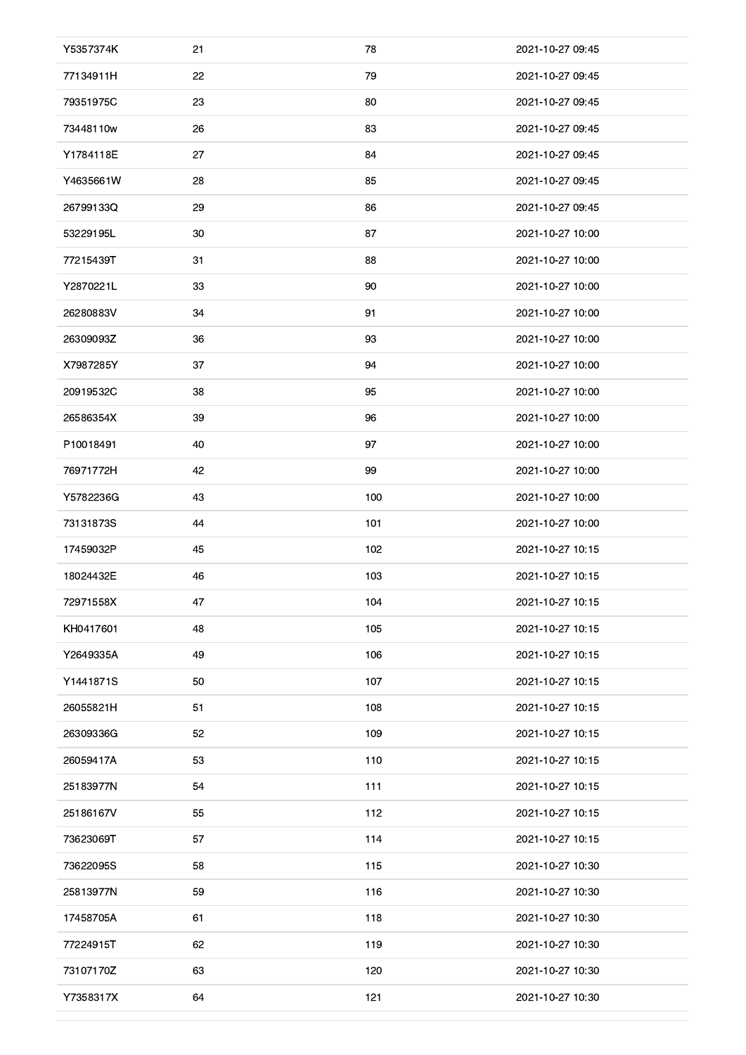| | | | |
|---|---|---|---|
| Y5357374K | 21 | 78 | 2021-10-27 09:45 |
| 77134911H | 22 | 79 | 2021-10-27 09:45 |
| 79351975C | 23 | 80 | 2021-10-27 09:45 |
| 73448110w | 26 | 83 | 2021-10-27 09:45 |
| Y1784118E | 27 | 84 | 2021-10-27 09:45 |
| Y4635661W | 28 | 85 | 2021-10-27 09:45 |
| 26799133Q | 29 | 86 | 2021-10-27 09:45 |
| 53229195L | 30 | 87 | 2021-10-27 10:00 |
| 77215439T | 31 | 88 | 2021-10-27 10:00 |
| Y2870221L | 33 | 90 | 2021-10-27 10:00 |
| 26280883V | 34 | 91 | 2021-10-27 10:00 |
| 26309093Z | 36 | 93 | 2021-10-27 10:00 |
| X7987285Y | 37 | 94 | 2021-10-27 10:00 |
| 20919532C | 38 | 95 | 2021-10-27 10:00 |
| 26586354X | 39 | 96 | 2021-10-27 10:00 |
| P10018491 | 40 | 97 | 2021-10-27 10:00 |
| 76971772H | 42 | 99 | 2021-10-27 10:00 |
| Y5782236G | 43 | 100 | 2021-10-27 10:00 |
| 73131873S | 44 | 101 | 2021-10-27 10:00 |
| 17459032P | 45 | 102 | 2021-10-27 10:15 |
| 18024432E | 46 | 103 | 2021-10-27 10:15 |
| 72971558X | 47 | 104 | 2021-10-27 10:15 |
| KH0417601 | 48 | 105 | 2021-10-27 10:15 |
| Y2649335A | 49 | 106 | 2021-10-27 10:15 |
| Y1441871S | 50 | 107 | 2021-10-27 10:15 |
| 26055821H | 51 | 108 | 2021-10-27 10:15 |
| 26309336G | 52 | 109 | 2021-10-27 10:15 |
| 26059417A | 53 | 110 | 2021-10-27 10:15 |
| 25183977N | 54 | 111 | 2021-10-27 10:15 |
| 25186167V | 55 | 112 | 2021-10-27 10:15 |
| 73623069T | 57 | 114 | 2021-10-27 10:15 |
| 73622095S | 58 | 115 | 2021-10-27 10:30 |
| 25813977N | 59 | 116 | 2021-10-27 10:30 |
| 17458705A | 61 | 118 | 2021-10-27 10:30 |
| 77224915T | 62 | 119 | 2021-10-27 10:30 |
| 73107170Z | 63 | 120 | 2021-10-27 10:30 |
| Y7358317X | 64 | 121 | 2021-10-27 10:30 |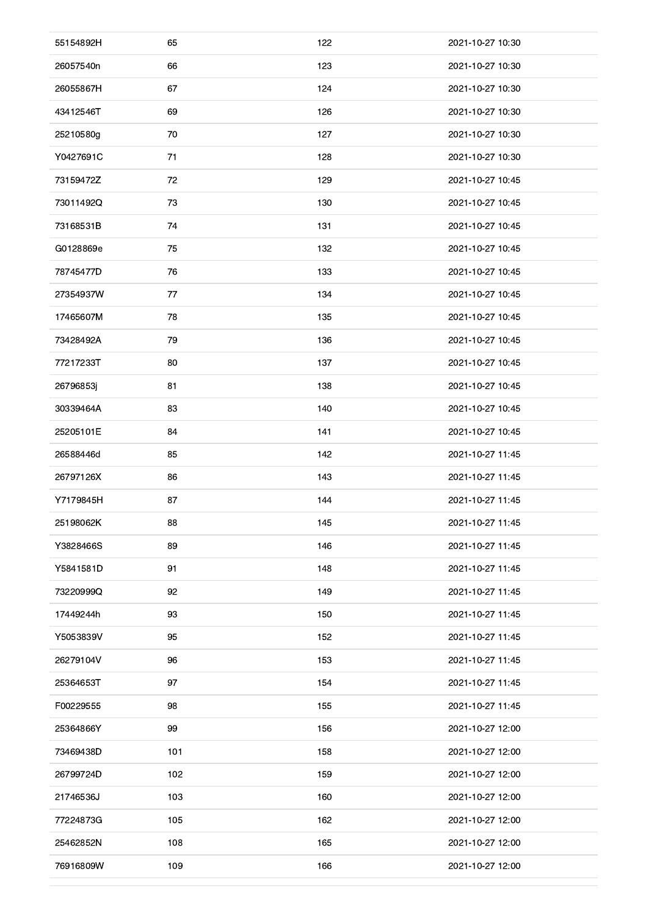| | | | |
|---|---|---|---|
| 55154892H | 65 | 122 | 2021-10-27 10:30 |
| 26057540n | 66 | 123 | 2021-10-27 10:30 |
| 26055867H | 67 | 124 | 2021-10-27 10:30 |
| 43412546T | 69 | 126 | 2021-10-27 10:30 |
| 25210580g | 70 | 127 | 2021-10-27 10:30 |
| Y0427691C | 71 | 128 | 2021-10-27 10:30 |
| 73159472Z | 72 | 129 | 2021-10-27 10:45 |
| 73011492Q | 73 | 130 | 2021-10-27 10:45 |
| 73168531B | 74 | 131 | 2021-10-27 10:45 |
| G0128869e | 75 | 132 | 2021-10-27 10:45 |
| 78745477D | 76 | 133 | 2021-10-27 10:45 |
| 27354937W | 77 | 134 | 2021-10-27 10:45 |
| 17465607M | 78 | 135 | 2021-10-27 10:45 |
| 73428492A | 79 | 136 | 2021-10-27 10:45 |
| 77217233T | 80 | 137 | 2021-10-27 10:45 |
| 26796853j | 81 | 138 | 2021-10-27 10:45 |
| 30339464A | 83 | 140 | 2021-10-27 10:45 |
| 25205101E | 84 | 141 | 2021-10-27 10:45 |
| 26588446d | 85 | 142 | 2021-10-27 11:45 |
| 26797126X | 86 | 143 | 2021-10-27 11:45 |
| Y7179845H | 87 | 144 | 2021-10-27 11:45 |
| 25198062K | 88 | 145 | 2021-10-27 11:45 |
| Y3828466S | 89 | 146 | 2021-10-27 11:45 |
| Y5841581D | 91 | 148 | 2021-10-27 11:45 |
| 73220999Q | 92 | 149 | 2021-10-27 11:45 |
| 17449244h | 93 | 150 | 2021-10-27 11:45 |
| Y5053839V | 95 | 152 | 2021-10-27 11:45 |
| 26279104V | 96 | 153 | 2021-10-27 11:45 |
| 25364653T | 97 | 154 | 2021-10-27 11:45 |
| F00229555 | 98 | 155 | 2021-10-27 11:45 |
| 25364866Y | 99 | 156 | 2021-10-27 12:00 |
| 73469438D | 101 | 158 | 2021-10-27 12:00 |
| 26799724D | 102 | 159 | 2021-10-27 12:00 |
| 21746536J | 103 | 160 | 2021-10-27 12:00 |
| 77224873G | 105 | 162 | 2021-10-27 12:00 |
| 25462852N | 108 | 165 | 2021-10-27 12:00 |
| 76916809W | 109 | 166 | 2021-10-27 12:00 |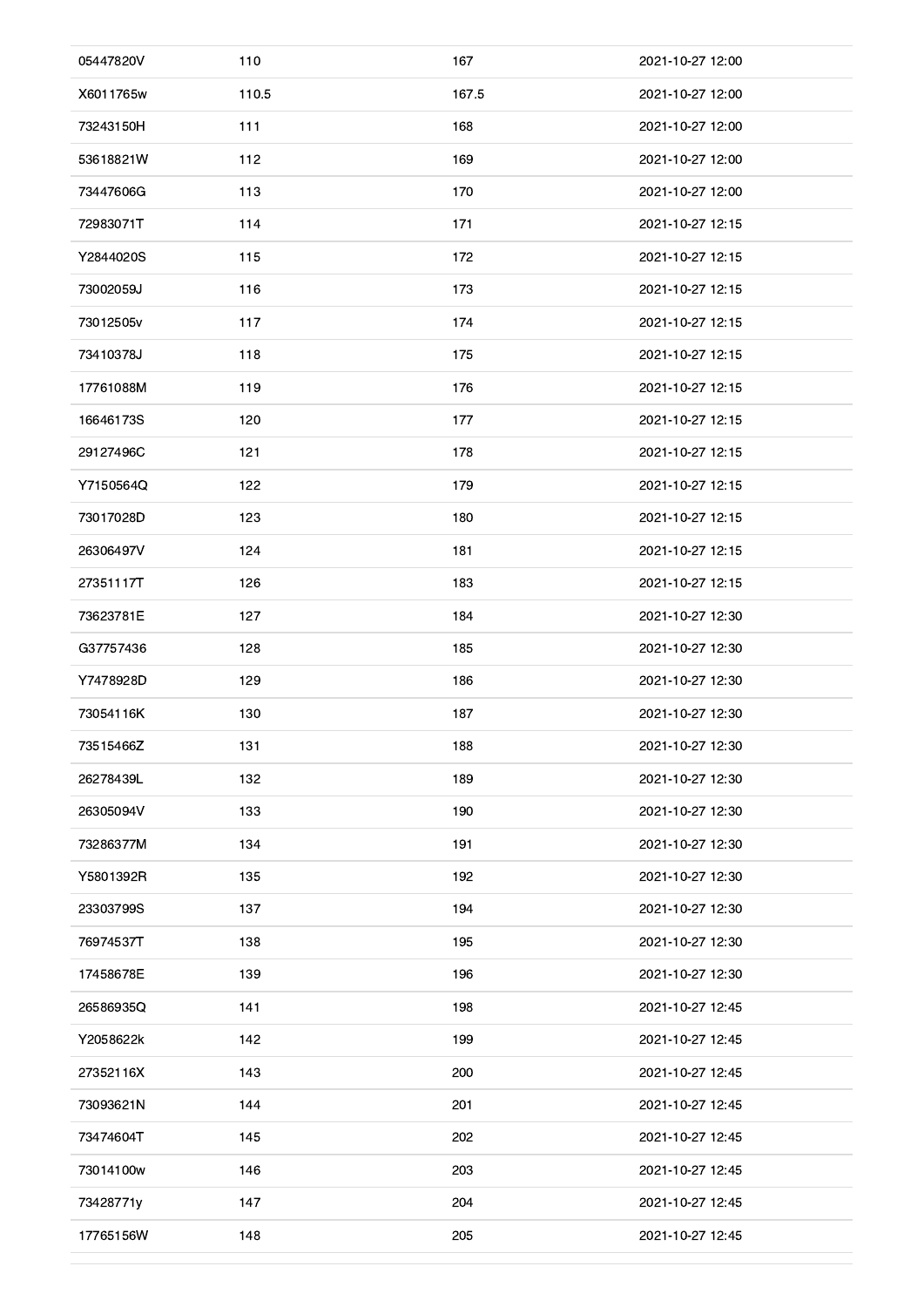| | | | |
|---|---|---|---|
| 05447820V | 110 | 167 | 2021-10-27 12:00 |
| X6011765w | 110.5 | 167.5 | 2021-10-27 12:00 |
| 73243150H | 111 | 168 | 2021-10-27 12:00 |
| 53618821W | 112 | 169 | 2021-10-27 12:00 |
| 73447606G | 113 | 170 | 2021-10-27 12:00 |
| 72983071T | 114 | 171 | 2021-10-27 12:15 |
| Y2844020S | 115 | 172 | 2021-10-27 12:15 |
| 73002059J | 116 | 173 | 2021-10-27 12:15 |
| 73012505v | 117 | 174 | 2021-10-27 12:15 |
| 73410378J | 118 | 175 | 2021-10-27 12:15 |
| 17761088M | 119 | 176 | 2021-10-27 12:15 |
| 16646173S | 120 | 177 | 2021-10-27 12:15 |
| 29127496C | 121 | 178 | 2021-10-27 12:15 |
| Y7150564Q | 122 | 179 | 2021-10-27 12:15 |
| 73017028D | 123 | 180 | 2021-10-27 12:15 |
| 26306497V | 124 | 181 | 2021-10-27 12:15 |
| 27351117T | 126 | 183 | 2021-10-27 12:15 |
| 73623781E | 127 | 184 | 2021-10-27 12:30 |
| G37757436 | 128 | 185 | 2021-10-27 12:30 |
| Y7478928D | 129 | 186 | 2021-10-27 12:30 |
| 73054116K | 130 | 187 | 2021-10-27 12:30 |
| 73515466Z | 131 | 188 | 2021-10-27 12:30 |
| 26278439L | 132 | 189 | 2021-10-27 12:30 |
| 26305094V | 133 | 190 | 2021-10-27 12:30 |
| 73286377M | 134 | 191 | 2021-10-27 12:30 |
| Y5801392R | 135 | 192 | 2021-10-27 12:30 |
| 23303799S | 137 | 194 | 2021-10-27 12:30 |
| 76974537T | 138 | 195 | 2021-10-27 12:30 |
| 17458678E | 139 | 196 | 2021-10-27 12:30 |
| 26586935Q | 141 | 198 | 2021-10-27 12:45 |
| Y2058622k | 142 | 199 | 2021-10-27 12:45 |
| 27352116X | 143 | 200 | 2021-10-27 12:45 |
| 73093621N | 144 | 201 | 2021-10-27 12:45 |
| 73474604T | 145 | 202 | 2021-10-27 12:45 |
| 73014100w | 146 | 203 | 2021-10-27 12:45 |
| 73428771y | 147 | 204 | 2021-10-27 12:45 |
| 17765156W | 148 | 205 | 2021-10-27 12:45 |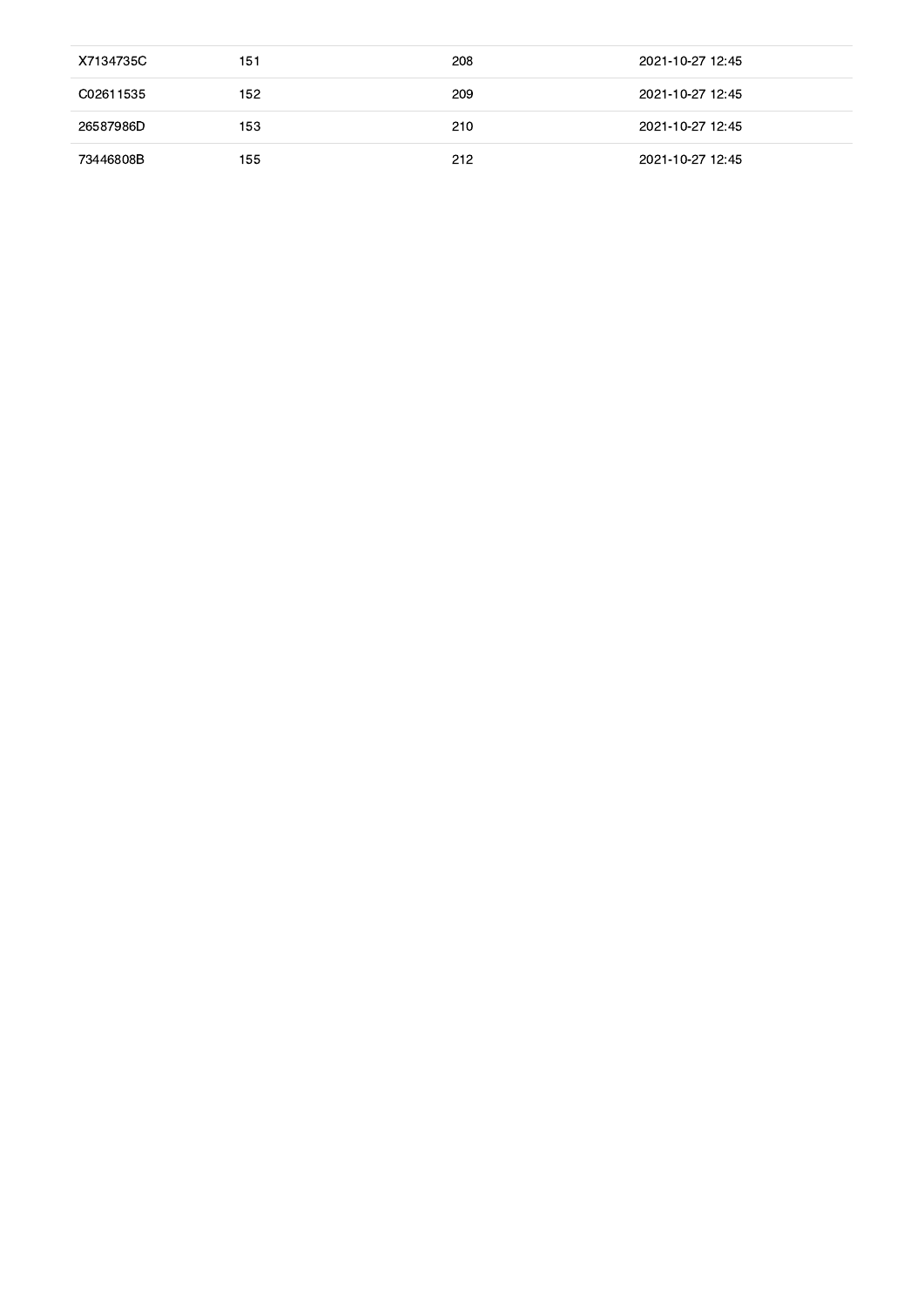| | | | |
|---|---|---|---|
| X7134735C | 151 | 208 | 2021-10-27 12:45 |
| C02611535 | 152 | 209 | 2021-10-27 12:45 |
| 26587986D | 153 | 210 | 2021-10-27 12:45 |
| 73446808B | 155 | 212 | 2021-10-27 12:45 |